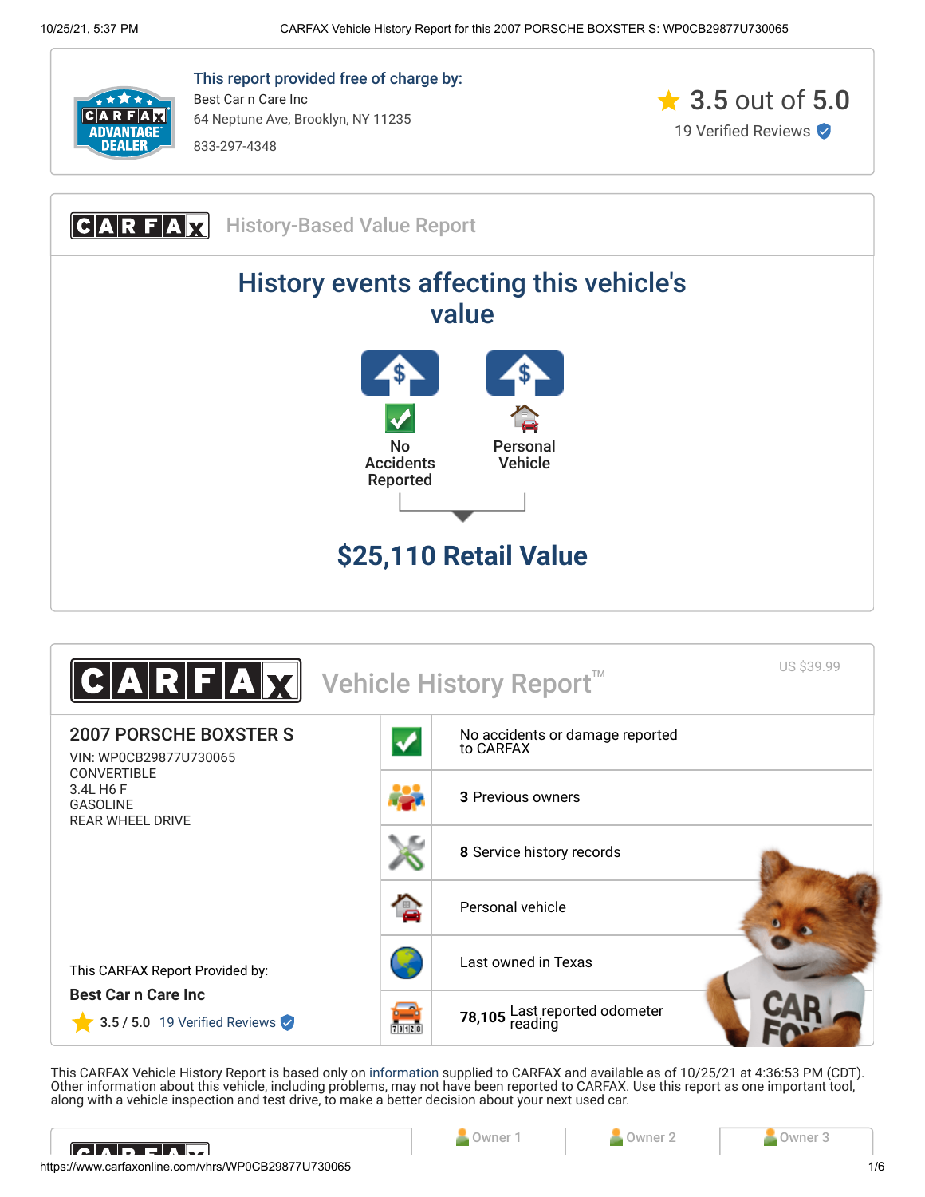**This report provided free of charge by:**

Best Car n Care Inc
64 Neptune Ave, Brooklyn, NY 11235
833-297-4348

3.5 out of 5.0
19 Verified Reviews

## CARFAX History-Based Value Report

### History events affecting this vehicle's value

- No Accidents Reported
- Personal Vehicle

**$25,110 Retail Value**

## CARFAX Vehicle History Report™

US $39.99

### 2007 PORSCHE BOXSTER S

VIN: WP0CB29877U730065
CONVERTIBLE
3.4L H6 F
GASOLINE
REAR WHEEL DRIVE

- No accidents or damage reported to CARFAX
- **3** Previous owners
- **8** Service history records
- Personal vehicle
- Last owned in Texas
- **78,105** Last reported odometer reading

This CARFAX Report Provided by:

**Best Car n Care Inc**

3.5 / 5.0 19 Verified Reviews

This CARFAX Vehicle History Report is based only on information supplied to CARFAX and available as of 10/25/21 at 4:36:53 PM (CDT). Other information about this vehicle, including problems, may not have been reported to CARFAX. Use this report as one important tool, along with a vehicle inspection and test drive, to make a better decision about your next used car.

| | Owner 1 | Owner 2 | Owner 3 |
|---|---|---|---|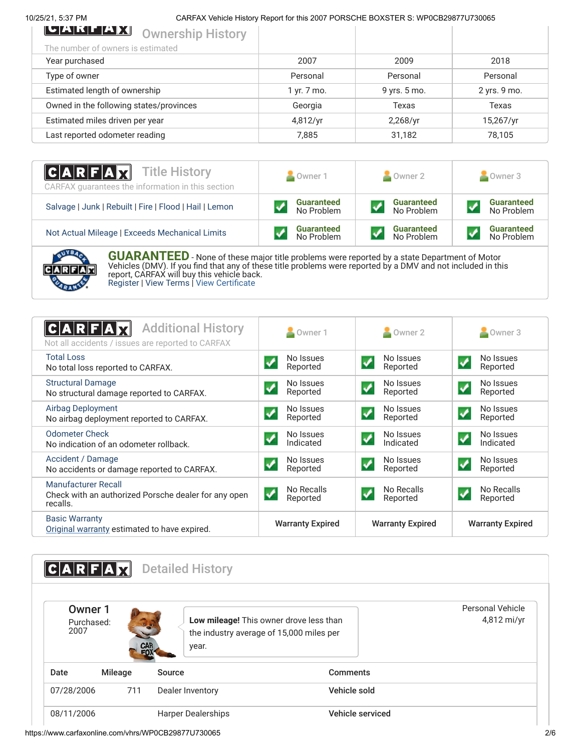## CARFAX Ownership History

The number of owners is estimated

| | | | |
|---|---|---|---|
| Year purchased | 2007 | 2009 | 2018 |
| Type of owner | Personal | Personal | Personal |
| Estimated length of ownership | 1 yr. 7 mo. | 9 yrs. 5 mo. | 2 yrs. 9 mo. |
| Owned in the following states/provinces | Georgia | Texas | Texas |
| Estimated miles driven per year | 4,812/yr | 2,268/yr | 15,267/yr |
| Last reported odometer reading | 7,885 | 31,182 | 78,105 |

## CARFAX Title History

CARFAX guarantees the information in this section

| | Owner 1 | Owner 2 | Owner 3 |
|---|---|---|---|
| Salvage \| Junk \| Rebuilt \| Fire \| Flood \| Hail \| Lemon | Guaranteed No Problem | Guaranteed No Problem | Guaranteed No Problem |
| Not Actual Mileage \| Exceeds Mechanical Limits | Guaranteed No Problem | Guaranteed No Problem | Guaranteed No Problem |

**GUARANTEED** - None of these major title problems were reported by a state Department of Motor Vehicles (DMV). If you find that any of these title problems were reported by a DMV and not included in this report, CARFAX will buy this vehicle back.
Register | View Terms | View Certificate

## CARFAX Additional History

Not all accidents / issues are reported to CARFAX

| | Owner 1 | Owner 2 | Owner 3 |
|---|---|---|---|
| **Total Loss** No total loss reported to CARFAX. | No Issues Reported | No Issues Reported | No Issues Reported |
| **Structural Damage** No structural damage reported to CARFAX. | No Issues Reported | No Issues Reported | No Issues Reported |
| **Airbag Deployment** No airbag deployment reported to CARFAX. | No Issues Reported | No Issues Reported | No Issues Reported |
| **Odometer Check** No indication of an odometer rollback. | No Issues Indicated | No Issues Indicated | No Issues Indicated |
| **Accident / Damage** No accidents or damage reported to CARFAX. | No Issues Reported | No Issues Reported | No Issues Reported |
| **Manufacturer Recall** Check with an authorized Porsche dealer for any open recalls. | No Recalls Reported | No Recalls Reported | No Recalls Reported |
| **Basic Warranty** Original warranty estimated to have expired. | Warranty Expired | Warranty Expired | Warranty Expired |

## CARFAX Detailed History

### Owner 1

Purchased: 2007

**Low mileage!** This owner drove less than the industry average of 15,000 miles per year.

Personal Vehicle
4,812 mi/yr

| Date | Mileage | Source | Comments |
|---|---|---|---|
| 07/28/2006 | 711 | Dealer Inventory | **Vehicle sold** |
| 08/11/2006 | | Harper Dealerships | **Vehicle serviced** |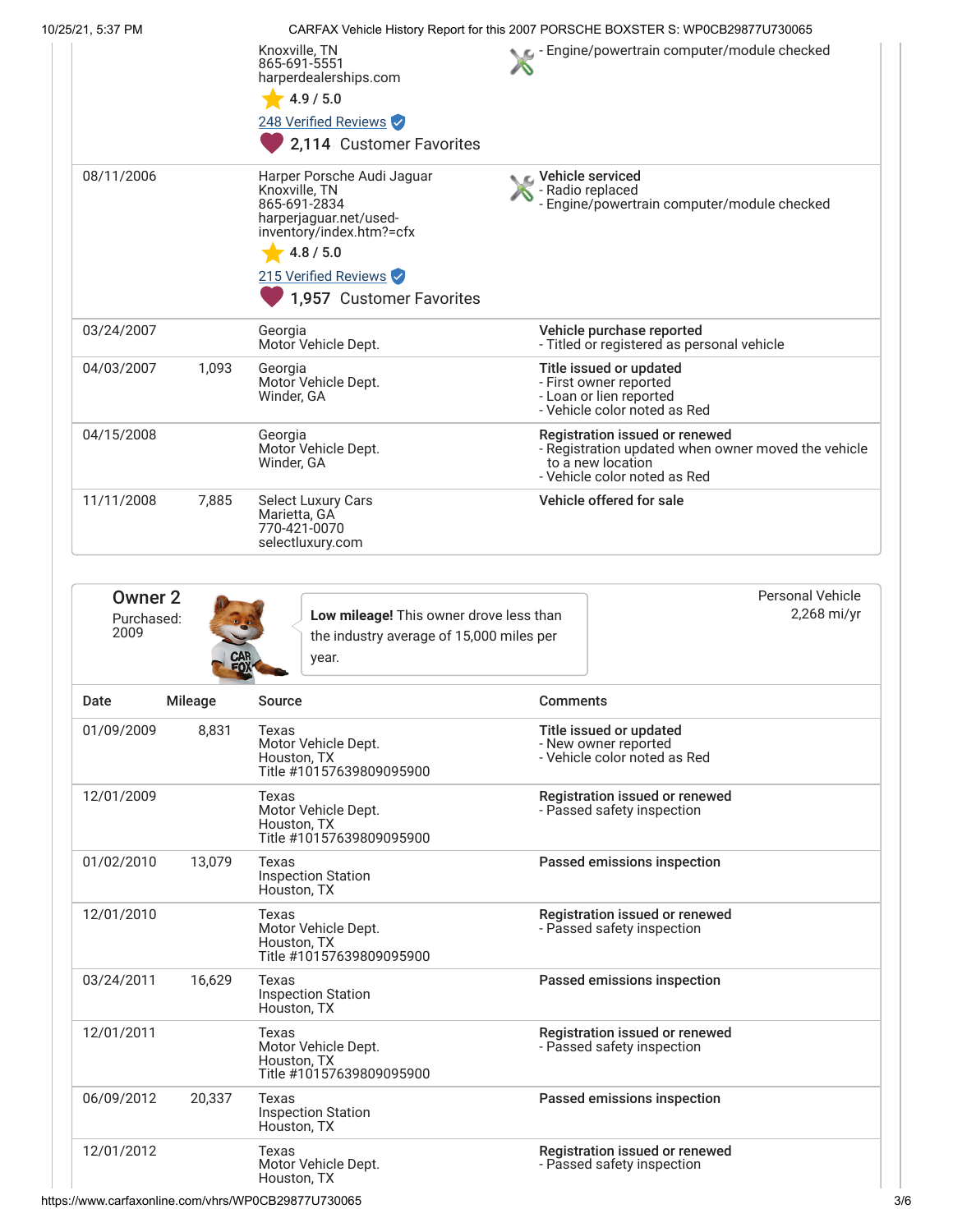| Date | Mileage | Source | Comments |
|---|---|---|---|
| | | Knoxville, TN<br>865-691-5551<br>harperdealerships.com<br>4.9 / 5.0<br>248 Verified Reviews<br>2,114 Customer Favorites | - Engine/powertrain computer/module checked |
| 08/11/2006 | | Harper Porsche Audi Jaguar<br>Knoxville, TN<br>865-691-2834<br>harperjaguar.net/used-inventory/index.htm?=cfx<br>4.8 / 5.0<br>215 Verified Reviews<br>1,957 Customer Favorites | **Vehicle serviced**<br>- Radio replaced<br>- Engine/powertrain computer/module checked |
| 03/24/2007 | | Georgia<br>Motor Vehicle Dept. | **Vehicle purchase reported**<br>- Titled or registered as personal vehicle |
| 04/03/2007 | 1,093 | Georgia<br>Motor Vehicle Dept.<br>Winder, GA | **Title issued or updated**<br>- First owner reported<br>- Loan or lien reported<br>- Vehicle color noted as Red |
| 04/15/2008 | | Georgia<br>Motor Vehicle Dept.<br>Winder, GA | **Registration issued or renewed**<br>- Registration updated when owner moved the vehicle to a new location<br>- Vehicle color noted as Red |
| 11/11/2008 | 7,885 | Select Luxury Cars<br>Marietta, GA<br>770-421-0070<br>selectluxury.com | **Vehicle offered for sale** |

## Owner 2

Purchased: 2009

**Low mileage!** This owner drove less than the industry average of 15,000 miles per year.

Personal Vehicle
2,268 mi/yr

| Date | Mileage | Source | Comments |
|---|---|---|---|
| 01/09/2009 | 8,831 | Texas<br>Motor Vehicle Dept.<br>Houston, TX<br>Title #10157639809095900 | **Title issued or updated**<br>- New owner reported<br>- Vehicle color noted as Red |
| 12/01/2009 | | Texas<br>Motor Vehicle Dept.<br>Houston, TX<br>Title #10157639809095900 | **Registration issued or renewed**<br>- Passed safety inspection |
| 01/02/2010 | 13,079 | Texas<br>Inspection Station<br>Houston, TX | **Passed emissions inspection** |
| 12/01/2010 | | Texas<br>Motor Vehicle Dept.<br>Houston, TX<br>Title #10157639809095900 | **Registration issued or renewed**<br>- Passed safety inspection |
| 03/24/2011 | 16,629 | Texas<br>Inspection Station<br>Houston, TX | **Passed emissions inspection** |
| 12/01/2011 | | Texas<br>Motor Vehicle Dept.<br>Houston, TX<br>Title #10157639809095900 | **Registration issued or renewed**<br>- Passed safety inspection |
| 06/09/2012 | 20,337 | Texas<br>Inspection Station<br>Houston, TX | **Passed emissions inspection** |
| 12/01/2012 | | Texas<br>Motor Vehicle Dept.<br>Houston, TX | **Registration issued or renewed**<br>- Passed safety inspection |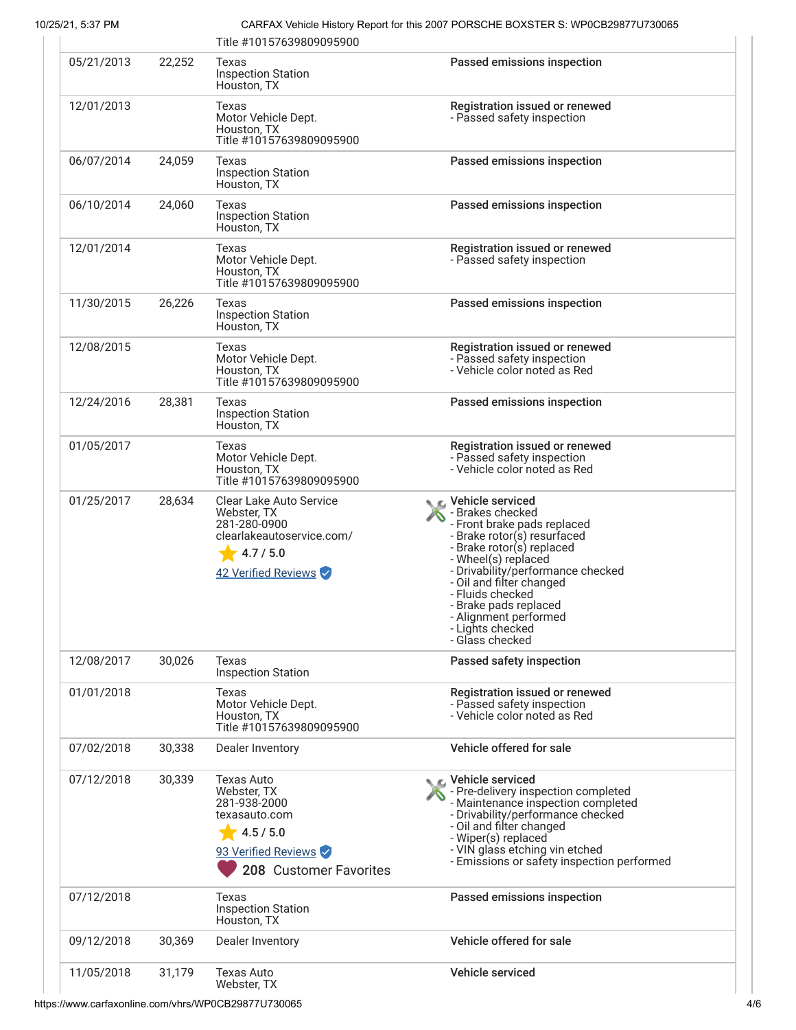| Date | Mileage | Source | Comments |
|---|---|---|---|
| | | Title #10157639809095900 | |
| 05/21/2013 | 22,252 | Texas<br>Inspection Station<br>Houston, TX | **Passed emissions inspection** |
| 12/01/2013 | | Texas<br>Motor Vehicle Dept.<br>Houston, TX<br>Title #10157639809095900 | **Registration issued or renewed**<br>- Passed safety inspection |
| 06/07/2014 | 24,059 | Texas<br>Inspection Station<br>Houston, TX | **Passed emissions inspection** |
| 06/10/2014 | 24,060 | Texas<br>Inspection Station<br>Houston, TX | **Passed emissions inspection** |
| 12/01/2014 | | Texas<br>Motor Vehicle Dept.<br>Houston, TX<br>Title #10157639809095900 | **Registration issued or renewed**<br>- Passed safety inspection |
| 11/30/2015 | 26,226 | Texas<br>Inspection Station<br>Houston, TX | **Passed emissions inspection** |
| 12/08/2015 | | Texas<br>Motor Vehicle Dept.<br>Houston, TX<br>Title #10157639809095900 | **Registration issued or renewed**<br>- Passed safety inspection<br>- Vehicle color noted as Red |
| 12/24/2016 | 28,381 | Texas<br>Inspection Station<br>Houston, TX | **Passed emissions inspection** |
| 01/05/2017 | | Texas<br>Motor Vehicle Dept.<br>Houston, TX<br>Title #10157639809095900 | **Registration issued or renewed**<br>- Passed safety inspection<br>- Vehicle color noted as Red |
| 01/25/2017 | 28,634 | Clear Lake Auto Service<br>Webster, TX<br>281-280-0900<br>clearlakeautoservice.com/<br>4.7 / 5.0<br>42 Verified Reviews | **Vehicle serviced**<br>- Brakes checked<br>- Front brake pads replaced<br>- Brake rotor(s) resurfaced<br>- Brake rotor(s) replaced<br>- Wheel(s) replaced<br>- Drivability/performance checked<br>- Oil and filter changed<br>- Fluids checked<br>- Brake pads replaced<br>- Alignment performed<br>- Lights checked<br>- Glass checked |
| 12/08/2017 | 30,026 | Texas<br>Inspection Station | **Passed safety inspection** |
| 01/01/2018 | | Texas<br>Motor Vehicle Dept.<br>Houston, TX<br>Title #10157639809095900 | **Registration issued or renewed**<br>- Passed safety inspection<br>- Vehicle color noted as Red |
| 07/02/2018 | 30,338 | Dealer Inventory | **Vehicle offered for sale** |
| 07/12/2018 | 30,339 | Texas Auto<br>Webster, TX<br>281-938-2000<br>texasauto.com<br>4.5 / 5.0<br>93 Verified Reviews<br>208 Customer Favorites | **Vehicle serviced**<br>- Pre-delivery inspection completed<br>- Maintenance inspection completed<br>- Drivability/performance checked<br>- Oil and filter changed<br>- Wiper(s) replaced<br>- VIN glass etching vin etched<br>- Emissions or safety inspection performed |
| 07/12/2018 | | Texas<br>Inspection Station<br>Houston, TX | **Passed emissions inspection** |
| 09/12/2018 | 30,369 | Dealer Inventory | **Vehicle offered for sale** |
| 11/05/2018 | 31,179 | Texas Auto<br>Webster, TX | **Vehicle serviced** |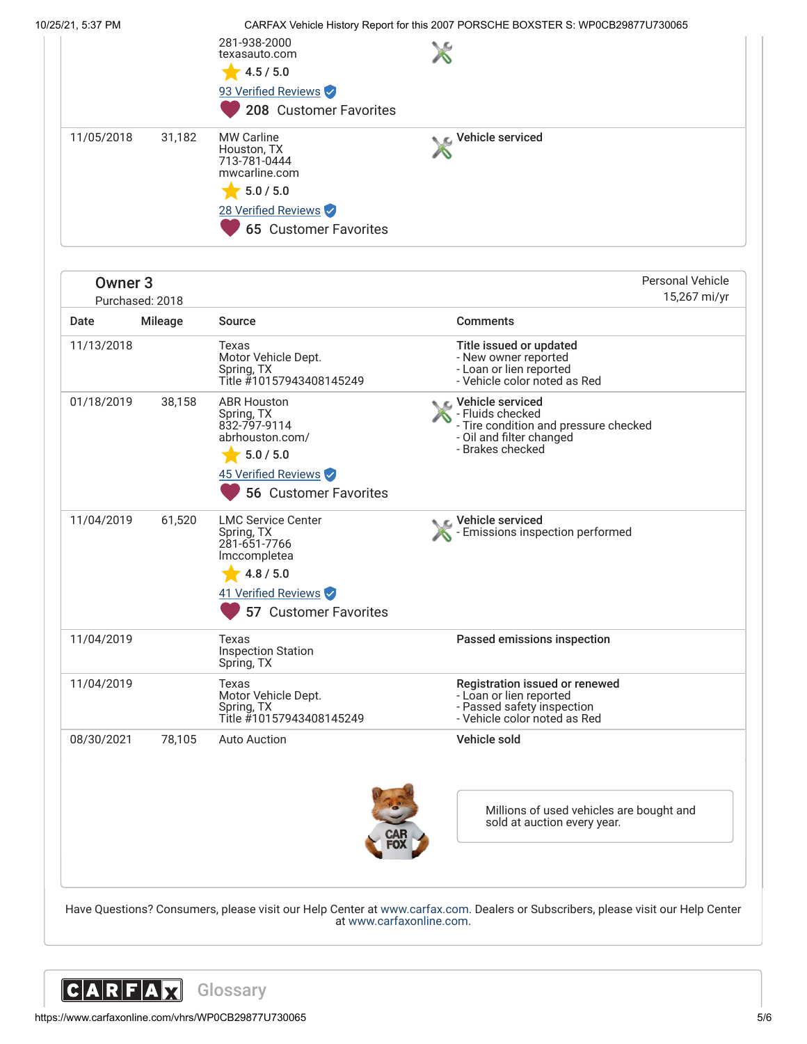| Date | Mileage | Source | Comments |
| --- | --- | --- | --- |
| | | 281-938-2000<br>texasauto.com<br>4.5 / 5.0<br>93 Verified Reviews<br>208 Customer Favorites | |
| 11/05/2018 | 31,182 | MW Carline<br>Houston, TX<br>713-781-0444<br>mwcarline.com<br>5.0 / 5.0<br>28 Verified Reviews<br>65 Customer Favorites | **Vehicle serviced** |

## Owner 3

Purchased: 2018

Personal Vehicle
15,267 mi/yr

| Date | Mileage | Source | Comments |
| --- | --- | --- | --- |
| 11/13/2018 | | Texas<br>Motor Vehicle Dept.<br>Spring, TX<br>Title #10157943408145249 | **Title issued or updated**<br>- New owner reported<br>- Loan or lien reported<br>- Vehicle color noted as Red |
| 01/18/2019 | 38,158 | ABR Houston<br>Spring, TX<br>832-797-9114<br>abrhouston.com/<br>5.0 / 5.0<br>45 Verified Reviews<br>56 Customer Favorites | **Vehicle serviced**<br>- Fluids checked<br>- Tire condition and pressure checked<br>- Oil and filter changed<br>- Brakes checked |
| 11/04/2019 | 61,520 | LMC Service Center<br>Spring, TX<br>281-651-7766<br>lmccompletea<br>4.8 / 5.0<br>41 Verified Reviews<br>57 Customer Favorites | **Vehicle serviced**<br>- Emissions inspection performed |
| 11/04/2019 | | Texas<br>Inspection Station<br>Spring, TX | **Passed emissions inspection** |
| 11/04/2019 | | Texas<br>Motor Vehicle Dept.<br>Spring, TX<br>Title #10157943408145249 | **Registration issued or renewed**<br>- Loan or lien reported<br>- Passed safety inspection<br>- Vehicle color noted as Red |
| 08/30/2021 | 78,105 | Auto Auction | **Vehicle sold** |

Millions of used vehicles are bought and sold at auction every year.

Have Questions? Consumers, please visit our Help Center at www.carfax.com. Dealers or Subscribers, please visit our Help Center at www.carfaxonline.com.

## CARFAX Glossary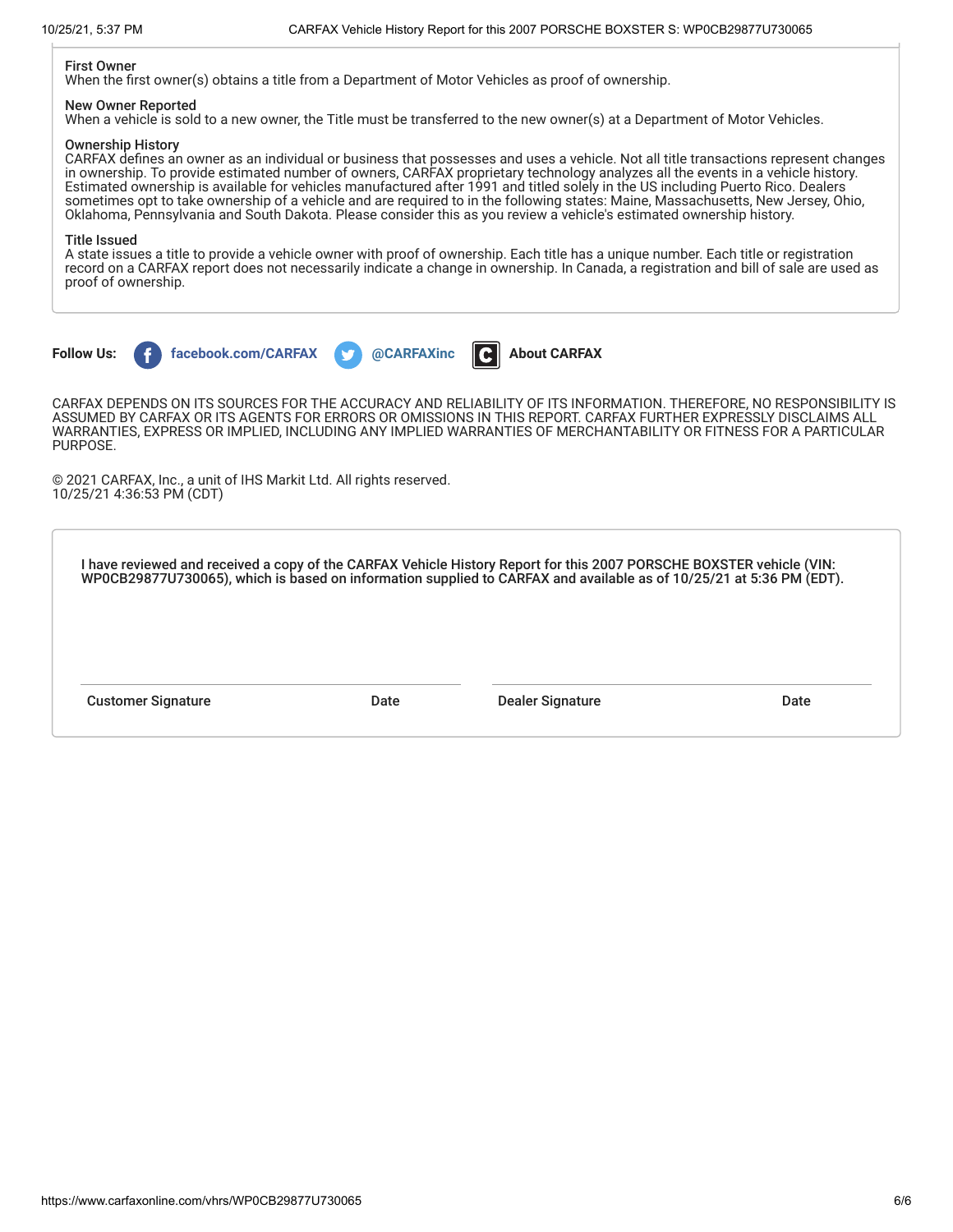**First Owner**
When the first owner(s) obtains a title from a Department of Motor Vehicles as proof of ownership.

**New Owner Reported**
When a vehicle is sold to a new owner, the Title must be transferred to the new owner(s) at a Department of Motor Vehicles.

**Ownership History**
CARFAX defines an owner as an individual or business that possesses and uses a vehicle. Not all title transactions represent changes in ownership. To provide estimated number of owners, CARFAX proprietary technology analyzes all the events in a vehicle history. Estimated ownership is available for vehicles manufactured after 1991 and titled solely in the US including Puerto Rico. Dealers sometimes opt to take ownership of a vehicle and are required to in the following states: Maine, Massachusetts, New Jersey, Ohio, Oklahoma, Pennsylvania and South Dakota. Please consider this as you review a vehicle's estimated ownership history.

**Title Issued**
A state issues a title to provide a vehicle owner with proof of ownership. Each title has a unique number. Each title or registration record on a CARFAX report does not necessarily indicate a change in ownership. In Canada, a registration and bill of sale are used as proof of ownership.

**Follow Us:** facebook.com/CARFAX @CARFAXinc About CARFAX

CARFAX DEPENDS ON ITS SOURCES FOR THE ACCURACY AND RELIABILITY OF ITS INFORMATION. THEREFORE, NO RESPONSIBILITY IS ASSUMED BY CARFAX OR ITS AGENTS FOR ERRORS OR OMISSIONS IN THIS REPORT. CARFAX FURTHER EXPRESSLY DISCLAIMS ALL WARRANTIES, EXPRESS OR IMPLIED, INCLUDING ANY IMPLIED WARRANTIES OF MERCHANTABILITY OR FITNESS FOR A PARTICULAR PURPOSE.

© 2021 CARFAX, Inc., a unit of IHS Markit Ltd. All rights reserved.
10/25/21 4:36:53 PM (CDT)

I have reviewed and received a copy of the CARFAX Vehicle History Report for this 2007 PORSCHE BOXSTER vehicle (VIN: WP0CB29877U730065), which is based on information supplied to CARFAX and available as of 10/25/21 at 5:36 PM (EDT).

| | | | |
|---|---|---|---|
| Customer Signature | Date | Dealer Signature | Date |